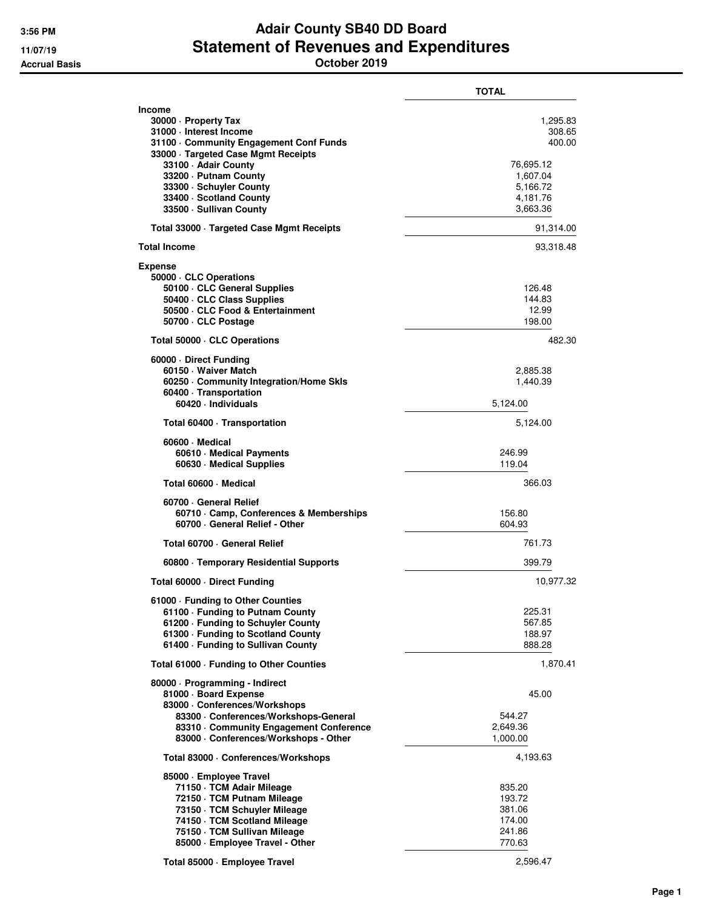# Adair County SB40 DD Board
## Statement of Revenues and Expenditures
### October 2019

3:56 PM
11/07/19
Accrual Basis

| | TOTAL | |
|---|---|---|
| **Income** | | |
| 30000 · Property Tax | | 1,295.83 |
| 31000 · Interest Income | | 308.65 |
| 31100 · Community Engagement Conf Funds | | 400.00 |
| 33000 · Targeted Case Mgmt Receipts | | |
| 33100 · Adair County | 76,695.12 | |
| 33200 · Putnam County | 1,607.04 | |
| 33300 · Schuyler County | 5,166.72 | |
| 33400 · Scotland County | 4,181.76 | |
| 33500 · Sullivan County | 3,663.36 | |
| **Total 33000 · Targeted Case Mgmt Receipts** | | 91,314.00 |
| **Total Income** | | 93,318.48 |
| **Expense** | | |
| 50000 · CLC Operations | | |
| 50100 · CLC General Supplies | 126.48 | |
| 50400 · CLC Class Supplies | 144.83 | |
| 50500 · CLC Food & Entertainment | 12.99 | |
| 50700 · CLC Postage | 198.00 | |
| **Total 50000 · CLC Operations** | | 482.30 |
| 60000 · Direct Funding | | |
| 60150 · Waiver Match | 2,885.38 | |
| 60250 · Community Integration/Home Skls | 1,440.39 | |
| 60400 · Transportation | | |
| 60420 · Individuals | 5,124.00 | |
| Total 60400 · Transportation | 5,124.00 | |
| 60600 · Medical | | |
| 60610 · Medical Payments | 246.99 | |
| 60630 · Medical Supplies | 119.04 | |
| Total 60600 · Medical | 366.03 | |
| 60700 · General Relief | | |
| 60710 · Camp, Conferences & Memberships | 156.80 | |
| 60700 · General Relief - Other | 604.93 | |
| Total 60700 · General Relief | 761.73 | |
| 60800 · Temporary Residential Supports | 399.79 | |
| **Total 60000 · Direct Funding** | | 10,977.32 |
| 61000 · Funding to Other Counties | | |
| 61100 · Funding to Putnam County | 225.31 | |
| 61200 · Funding to Schuyler County | 567.85 | |
| 61300 · Funding to Scotland County | 188.97 | |
| 61400 · Funding to Sullivan County | 888.28 | |
| **Total 61000 · Funding to Other Counties** | | 1,870.41 |
| 80000 · Programming - Indirect | | |
| 81000 · Board Expense | 45.00 | |
| 83000 · Conferences/Workshops | | |
| 83300 · Conferences/Workshops-General | 544.27 | |
| 83310 · Community Engagement Conference | 2,649.36 | |
| 83000 · Conferences/Workshops - Other | 1,000.00 | |
| Total 83000 · Conferences/Workshops | 4,193.63 | |
| 85000 · Employee Travel | | |
| 71150 · TCM Adair Mileage | 835.20 | |
| 72150 · TCM Putnam Mileage | 193.72 | |
| 73150 · TCM Schuyler Mileage | 381.06 | |
| 74150 · TCM Scotland Mileage | 174.00 | |
| 75150 · TCM Sullivan Mileage | 241.86 | |
| 85000 · Employee Travel - Other | 770.63 | |
| Total 85000 · Employee Travel | 2,596.47 | |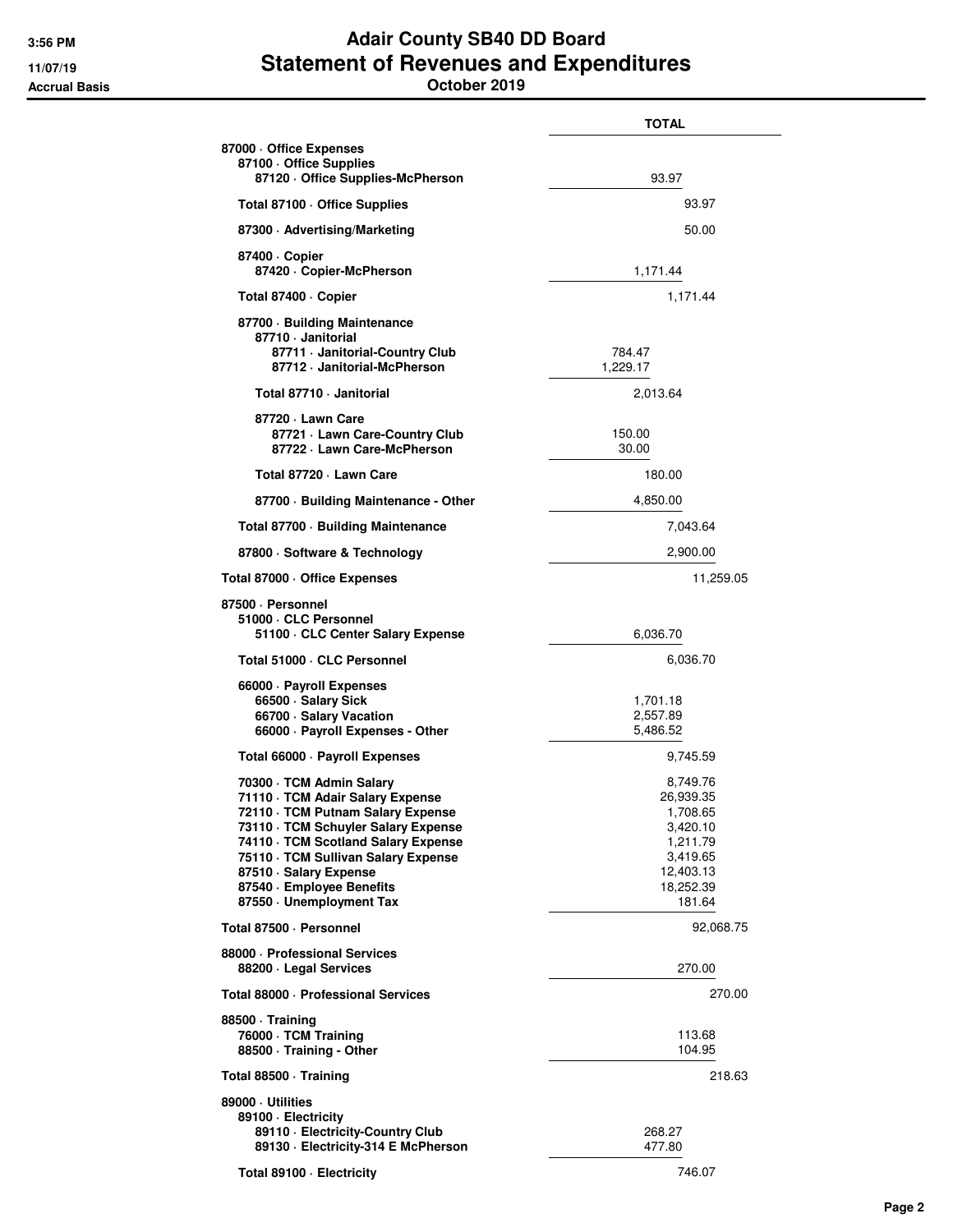# Adair County SB40 DD Board
## Statement of Revenues and Expenditures
### October 2019

Accrual Basis

| | TOTAL |
|---|---|
| **87000 · Office Expenses** | |
| **87100 · Office Supplies** | |
| **87120 · Office Supplies-McPherson** | 93.97 |
| **Total 87100 · Office Supplies** | 93.97 |
| **87300 · Advertising/Marketing** | 50.00 |
| **87400 · Copier** | |
| **87420 · Copier-McPherson** | 1,171.44 |
| **Total 87400 · Copier** | 1,171.44 |
| **87700 · Building Maintenance** | |
| **87710 · Janitorial** | |
| **87711 · Janitorial-Country Club** | 784.47 |
| **87712 · Janitorial-McPherson** | 1,229.17 |
| **Total 87710 · Janitorial** | 2,013.64 |
| **87720 · Lawn Care** | |
| **87721 · Lawn Care-Country Club** | 150.00 |
| **87722 · Lawn Care-McPherson** | 30.00 |
| **Total 87720 · Lawn Care** | 180.00 |
| **87700 · Building Maintenance - Other** | 4,850.00 |
| **Total 87700 · Building Maintenance** | 7,043.64 |
| **87800 · Software & Technology** | 2,900.00 |
| **Total 87000 · Office Expenses** | 11,259.05 |
| **87500 · Personnel** | |
| **51000 · CLC Personnel** | |
| **51100 · CLC Center Salary Expense** | 6,036.70 |
| **Total 51000 · CLC Personnel** | 6,036.70 |
| **66000 · Payroll Expenses** | |
| **66500 · Salary Sick** | 1,701.18 |
| **66700 · Salary Vacation** | 2,557.89 |
| **66000 · Payroll Expenses - Other** | 5,486.52 |
| **Total 66000 · Payroll Expenses** | 9,745.59 |
| **70300 · TCM Admin Salary** | 8,749.76 |
| **71110 · TCM Adair Salary Expense** | 26,939.35 |
| **72110 · TCM Putnam Salary Expense** | 1,708.65 |
| **73110 · TCM Schuyler Salary Expense** | 3,420.10 |
| **74110 · TCM Scotland Salary Expense** | 1,211.79 |
| **75110 · TCM Sullivan Salary Expense** | 3,419.65 |
| **87510 · Salary Expense** | 12,403.13 |
| **87540 · Employee Benefits** | 18,252.39 |
| **87550 · Unemployment Tax** | 181.64 |
| **Total 87500 · Personnel** | 92,068.75 |
| **88000 · Professional Services** | |
| **88200 · Legal Services** | 270.00 |
| **Total 88000 · Professional Services** | 270.00 |
| **88500 · Training** | |
| **76000 · TCM Training** | 113.68 |
| **88500 · Training - Other** | 104.95 |
| **Total 88500 · Training** | 218.63 |
| **89000 · Utilities** | |
| **89100 · Electricity** | |
| **89110 · Electricity-Country Club** | 268.27 |
| **89130 · Electricity-314 E McPherson** | 477.80 |
| **Total 89100 · Electricity** | 746.07 |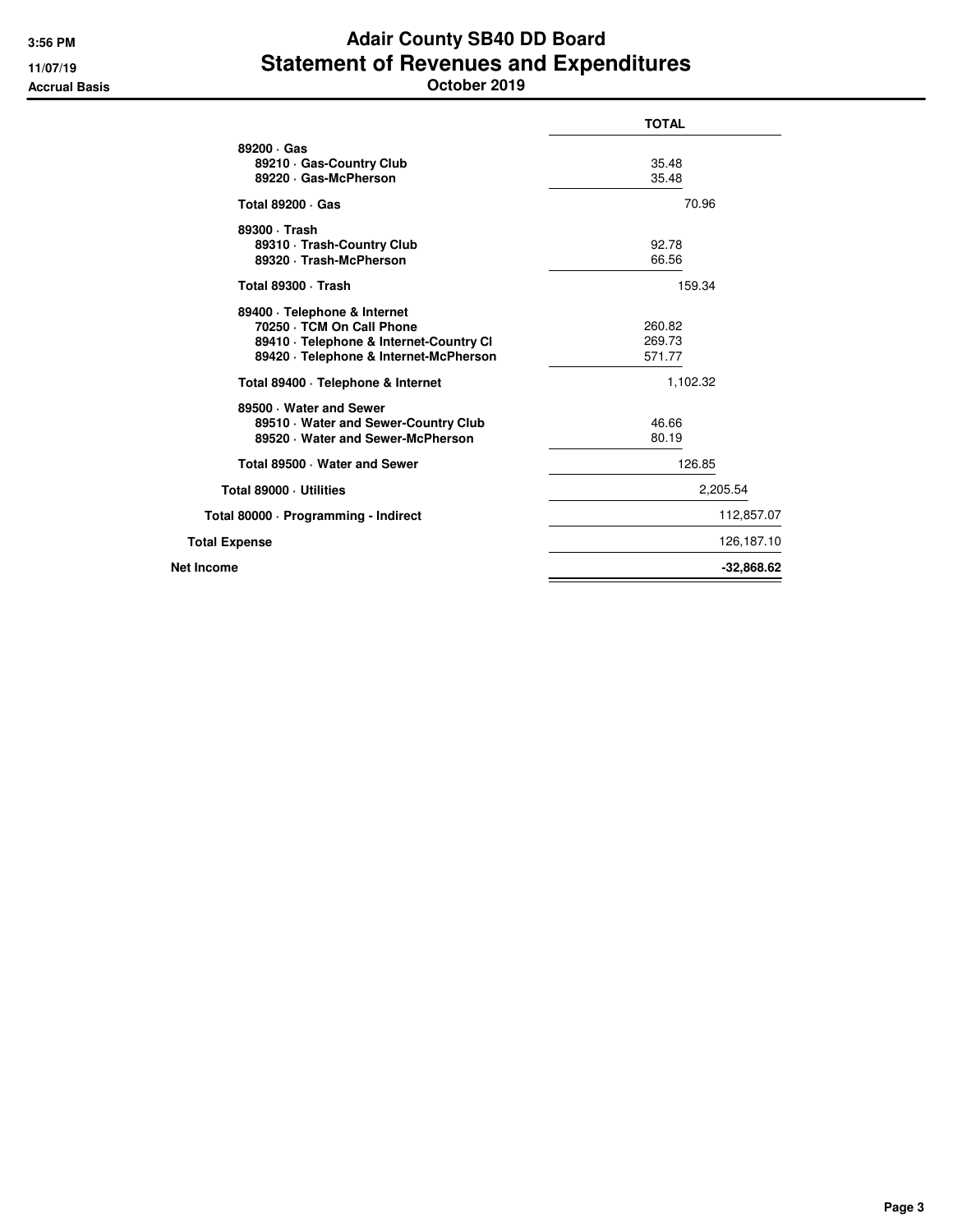# Adair County SB40 DD Board

## Statement of Revenues and Expenditures

### October 2019

3:56 PM
11/07/19
**Accrual Basis**

| | TOTAL |
|---|---|
| **89200 · Gas** | |
| **89210 · Gas-Country Club** | 35.48 |
| **89220 · Gas-McPherson** | 35.48 |
| **Total 89200 · Gas** | 70.96 |
| **89300 · Trash** | |
| **89310 · Trash-Country Club** | 92.78 |
| **89320 · Trash-McPherson** | 66.56 |
| **Total 89300 · Trash** | 159.34 |
| **89400 · Telephone & Internet** | |
| **70250 · TCM On Call Phone** | 260.82 |
| **89410 · Telephone & Internet-Country Cl** | 269.73 |
| **89420 · Telephone & Internet-McPherson** | 571.77 |
| **Total 89400 · Telephone & Internet** | 1,102.32 |
| **89500 · Water and Sewer** | |
| **89510 · Water and Sewer-Country Club** | 46.66 |
| **89520 · Water and Sewer-McPherson** | 80.19 |
| **Total 89500 · Water and Sewer** | 126.85 |
| **Total 89000 · Utilities** | 2,205.54 |
| **Total 80000 · Programming - Indirect** | 112,857.07 |
| **Total Expense** | 126,187.10 |
| **Net Income** | **-32,868.62** |